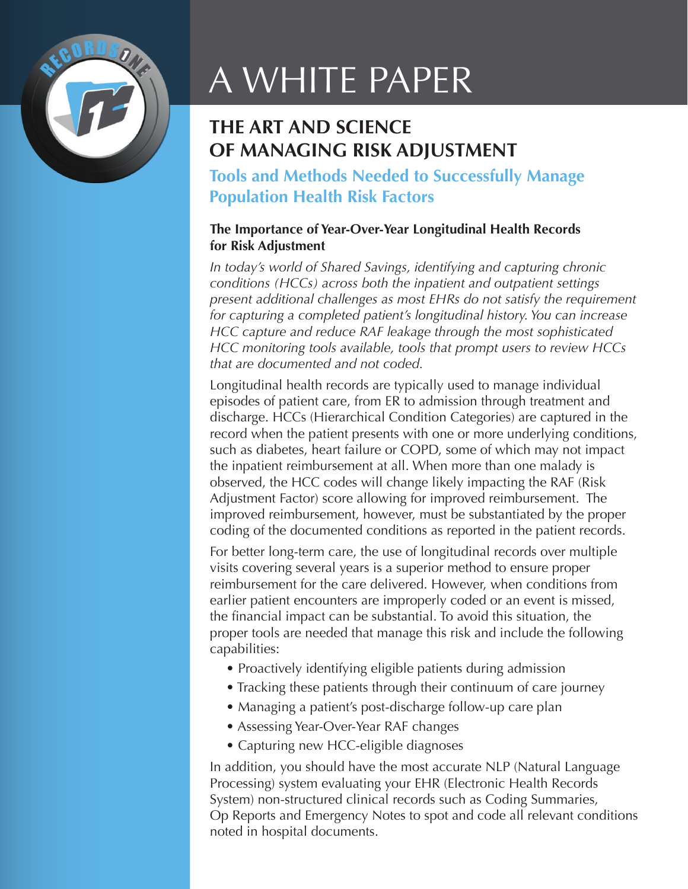# A WHITE PAPER

## THE ART AND SCIENCE OF MANAGING RISK ADJUSTMENT

### Tools and Methods Needed to Successfully Manage Population Health Risk Factors

**The Importance of Year-Over-Year Longitudinal Health Records for Risk Adjustment**

*In today's world of Shared Savings, identifying and capturing chronic conditions (HCCs) across both the inpatient and outpatient settings present additional challenges as most EHRs do not satisfy the requirement for capturing a completed patient's longitudinal history. You can increase HCC capture and reduce RAF leakage through the most sophisticated HCC monitoring tools available, tools that prompt users to review HCCs that are documented and not coded.*

Longitudinal health records are typically used to manage individual episodes of patient care, from ER to admission through treatment and discharge. HCCs (Hierarchical Condition Categories) are captured in the record when the patient presents with one or more underlying conditions, such as diabetes, heart failure or COPD, some of which may not impact the inpatient reimbursement at all. When more than one malady is observed, the HCC codes will change likely impacting the RAF (Risk Adjustment Factor) score allowing for improved reimbursement. The improved reimbursement, however, must be substantiated by the proper coding of the documented conditions as reported in the patient records.

For better long-term care, the use of longitudinal records over multiple visits covering several years is a superior method to ensure proper reimbursement for the care delivered. However, when conditions from earlier patient encounters are improperly coded or an event is missed, the financial impact can be substantial. To avoid this situation, the proper tools are needed that manage this risk and include the following capabilities:

- Proactively identifying eligible patients during admission
- Tracking these patients through their continuum of care journey
- Managing a patient's post-discharge follow-up care plan
- Assessing Year-Over-Year RAF changes
- Capturing new HCC-eligible diagnoses

In addition, you should have the most accurate NLP (Natural Language Processing) system evaluating your EHR (Electronic Health Records System) non-structured clinical records such as Coding Summaries, Op Reports and Emergency Notes to spot and code all relevant conditions noted in hospital documents.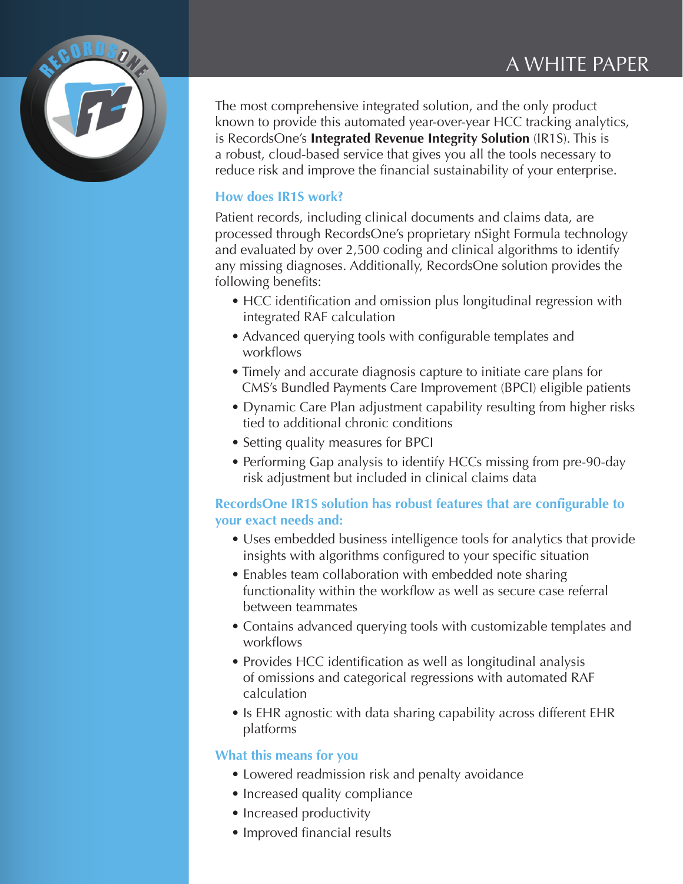The most comprehensive integrated solution, and the only product known to provide this automated year-over-year HCC tracking analytics, is RecordsOne's **Integrated Revenue Integrity Solution** (IR1S). This is a robust, cloud-based service that gives you all the tools necessary to reduce risk and improve the financial sustainability of your enterprise.

### How does IR1S work?

Patient records, including clinical documents and claims data, are processed through RecordsOne's proprietary nSight Formula technology and evaluated by over 2,500 coding and clinical algorithms to identify any missing diagnoses. Additionally, RecordsOne solution provides the following benefits:

- HCC identification and omission plus longitudinal regression with integrated RAF calculation
- Advanced querying tools with configurable templates and workflows
- Timely and accurate diagnosis capture to initiate care plans for CMS's Bundled Payments Care Improvement (BPCI) eligible patients
- Dynamic Care Plan adjustment capability resulting from higher risks tied to additional chronic conditions
- Setting quality measures for BPCI
- Performing Gap analysis to identify HCCs missing from pre-90-day risk adjustment but included in clinical claims data

### RecordsOne IR1S solution has robust features that are configurable to your exact needs and:

- Uses embedded business intelligence tools for analytics that provide insights with algorithms configured to your specific situation
- Enables team collaboration with embedded note sharing functionality within the workflow as well as secure case referral between teammates
- Contains advanced querying tools with customizable templates and workflows
- Provides HCC identification as well as longitudinal analysis of omissions and categorical regressions with automated RAF calculation
- Is EHR agnostic with data sharing capability across different EHR platforms

### What this means for you

- Lowered readmission risk and penalty avoidance
- Increased quality compliance
- Increased productivity
- Improved financial results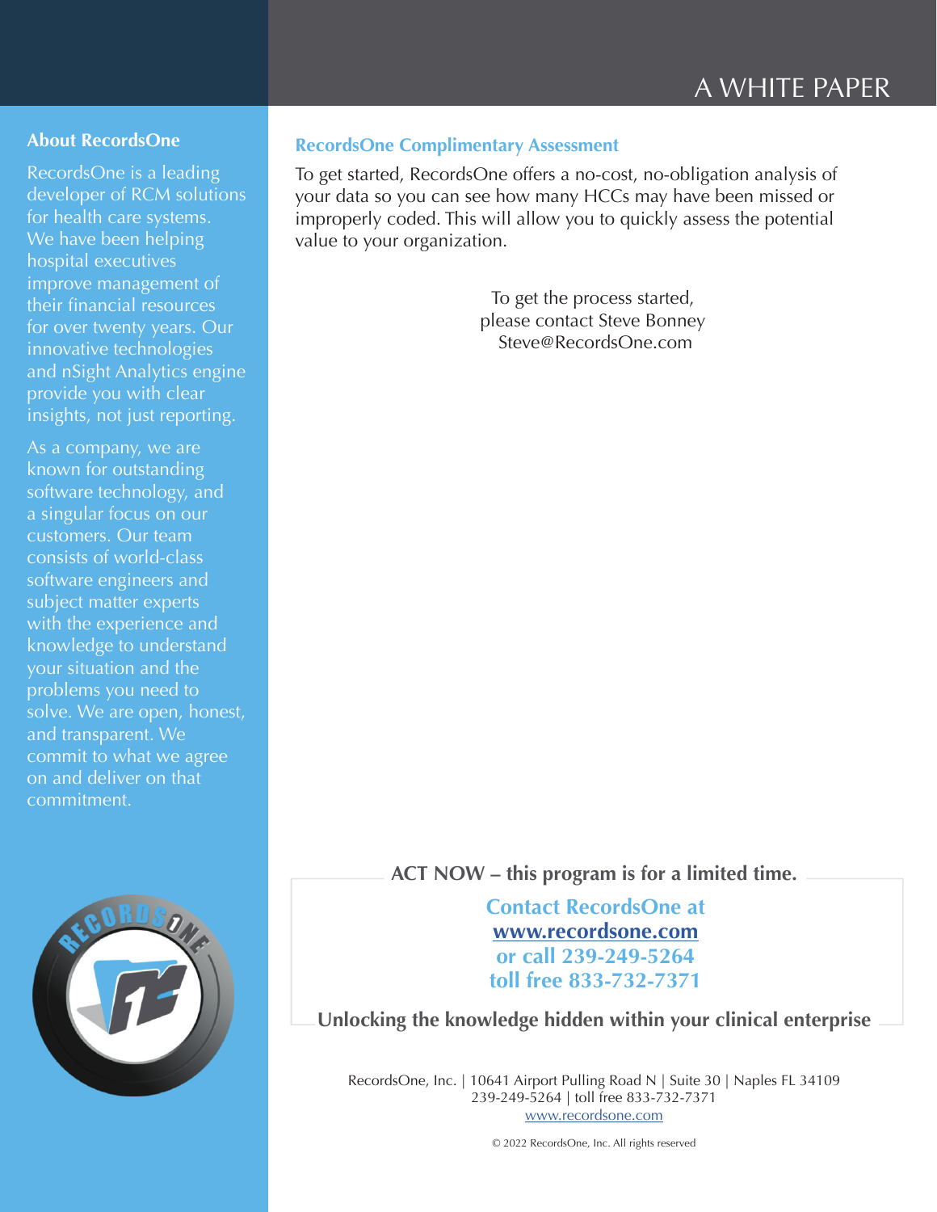## About RecordsOne

RecordsOne is a leading developer of RCM solutions for health care systems. We have been helping hospital executives improve management of their financial resources for over twenty years. Our innovative technologies and nSight Analytics engine provide you with clear insights, not just reporting.

As a company, we are known for outstanding software technology, and a singular focus on our customers. Our team consists of world-class software engineers and subject matter experts with the experience and knowledge to understand your situation and the problems you need to solve. We are open, honest, and transparent. We commit to what we agree on and deliver on that commitment.

## RecordsOne Complimentary Assessment

To get started, RecordsOne offers a no-cost, no-obligation analysis of your data so you can see how many HCCs may have been missed or improperly coded. This will allow you to quickly assess the potential value to your organization.

To get the process started,
please contact Steve Bonney
Steve@RecordsOne.com

**ACT NOW – this program is for a limited time.**

**Contact RecordsOne at**
**[www.recordsone.com](http://www.recordsone.com)**
**or call 239-249-5264**
**toll free 833-732-7371**

**Unlocking the knowledge hidden within your clinical enterprise**

RecordsOne, Inc. | 10641 Airport Pulling Road N | Suite 30 | Naples FL 34109
239-249-5264 | toll free 833-732-7371
[www.recordsone.com](http://www.recordsone.com)

© 2022 RecordsOne, Inc. All rights reserved